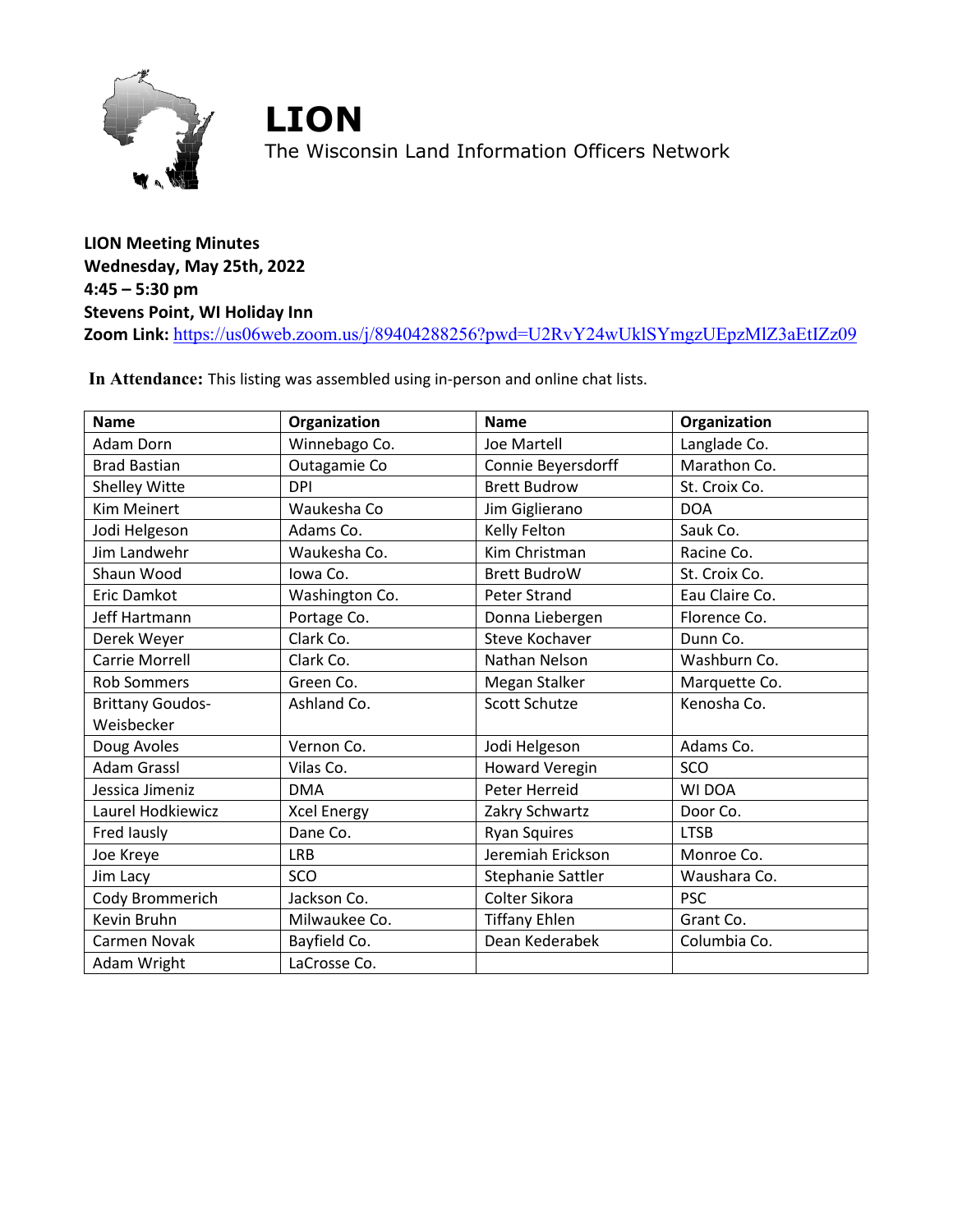# LION

The Wisconsin Land Information Officers Network

**LION Meeting Minutes**
**Wednesday, May 25th, 2022**
**4:45 – 5:30 pm**
**Stevens Point, WI Holiday Inn**
**Zoom Link:** https://us06web.zoom.us/j/89404288256?pwd=U2RvY24wUklSYmgzUEpzMlZ3aEtIZz09

**In Attendance:** This listing was assembled using in-person and online chat lists.

| Name | Organization | Name | Organization |
|---|---|---|---|
| Adam Dorn | Winnebago Co. | Joe Martell | Langlade Co. |
| Brad Bastian | Outagamie Co | Connie Beyersdorff | Marathon Co. |
| Shelley Witte | DPI | Brett Budrow | St. Croix Co. |
| Kim Meinert | Waukesha Co | Jim Giglierano | DOA |
| Jodi Helgeson | Adams Co. | Kelly Felton | Sauk Co. |
| Jim Landwehr | Waukesha Co. | Kim Christman | Racine Co. |
| Shaun Wood | Iowa Co. | Brett BudroW | St. Croix Co. |
| Eric Damkot | Washington Co. | Peter Strand | Eau Claire Co. |
| Jeff Hartmann | Portage Co. | Donna Liebergen | Florence Co. |
| Derek Weyer | Clark Co. | Steve Kochaver | Dunn Co. |
| Carrie Morrell | Clark Co. | Nathan Nelson | Washburn Co. |
| Rob Sommers | Green Co. | Megan Stalker | Marquette Co. |
| Brittany Goudos-Weisbecker | Ashland Co. | Scott Schutze | Kenosha Co. |
| Doug Avoles | Vernon Co. | Jodi Helgeson | Adams Co. |
| Adam Grassl | Vilas Co. | Howard Veregin | SCO |
| Jessica Jimeniz | DMA | Peter Herreid | WI DOA |
| Laurel Hodkiewicz | Xcel Energy | Zakry Schwartz | Door Co. |
| Fred Iausly | Dane Co. | Ryan Squires | LTSB |
| Joe Kreye | LRB | Jeremiah Erickson | Monroe Co. |
| Jim Lacy | SCO | Stephanie Sattler | Waushara Co. |
| Cody Brommerich | Jackson Co. | Colter Sikora | PSC |
| Kevin Bruhn | Milwaukee Co. | Tiffany Ehlen | Grant Co. |
| Carmen Novak | Bayfield Co. | Dean Kederabek | Columbia Co. |
| Adam Wright | LaCrosse Co. | | |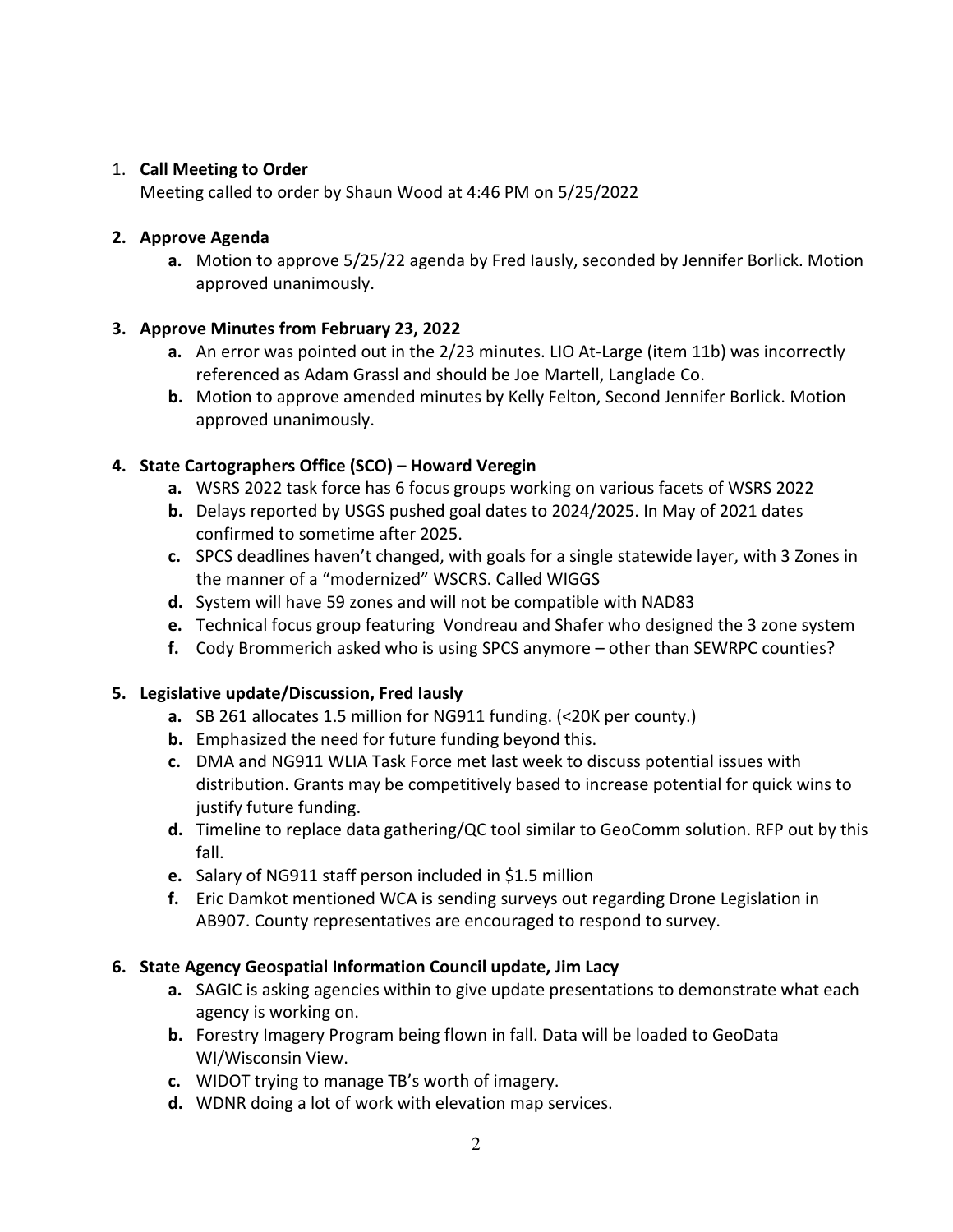1. **Call Meeting to Order**

   Meeting called to order by Shaun Wood at 4:46 PM on 5/25/2022

2. **Approve Agenda**
   - **a.** Motion to approve 5/25/22 agenda by Fred Iausly, seconded by Jennifer Borlick. Motion approved unanimously.

3. **Approve Minutes from February 23, 2022**
   - **a.** An error was pointed out in the 2/23 minutes. LIO At-Large (item 11b) was incorrectly referenced as Adam Grassl and should be Joe Martell, Langlade Co.
   - **b.** Motion to approve amended minutes by Kelly Felton, Second Jennifer Borlick. Motion approved unanimously.

4. **State Cartographers Office (SCO) – Howard Veregin**
   - **a.** WSRS 2022 task force has 6 focus groups working on various facets of WSRS 2022
   - **b.** Delays reported by USGS pushed goal dates to 2024/2025. In May of 2021 dates confirmed to sometime after 2025.
   - **c.** SPCS deadlines haven't changed, with goals for a single statewide layer, with 3 Zones in the manner of a "modernized" WSCRS. Called WIGGS
   - **d.** System will have 59 zones and will not be compatible with NAD83
   - **e.** Technical focus group featuring Vondreau and Shafer who designed the 3 zone system
   - **f.** Cody Brommerich asked who is using SPCS anymore – other than SEWRPC counties?

5. **Legislative update/Discussion, Fred Iausly**
   - **a.** SB 261 allocates 1.5 million for NG911 funding. (<20K per county.)
   - **b.** Emphasized the need for future funding beyond this.
   - **c.** DMA and NG911 WLIA Task Force met last week to discuss potential issues with distribution. Grants may be competitively based to increase potential for quick wins to justify future funding.
   - **d.** Timeline to replace data gathering/QC tool similar to GeoComm solution. RFP out by this fall.
   - **e.** Salary of NG911 staff person included in $1.5 million
   - **f.** Eric Damkot mentioned WCA is sending surveys out regarding Drone Legislation in AB907. County representatives are encouraged to respond to survey.

6. **State Agency Geospatial Information Council update, Jim Lacy**
   - **a.** SAGIC is asking agencies within to give update presentations to demonstrate what each agency is working on.
   - **b.** Forestry Imagery Program being flown in fall. Data will be loaded to GeoData WI/Wisconsin View.
   - **c.** WIDOT trying to manage TB's worth of imagery.
   - **d.** WDNR doing a lot of work with elevation map services.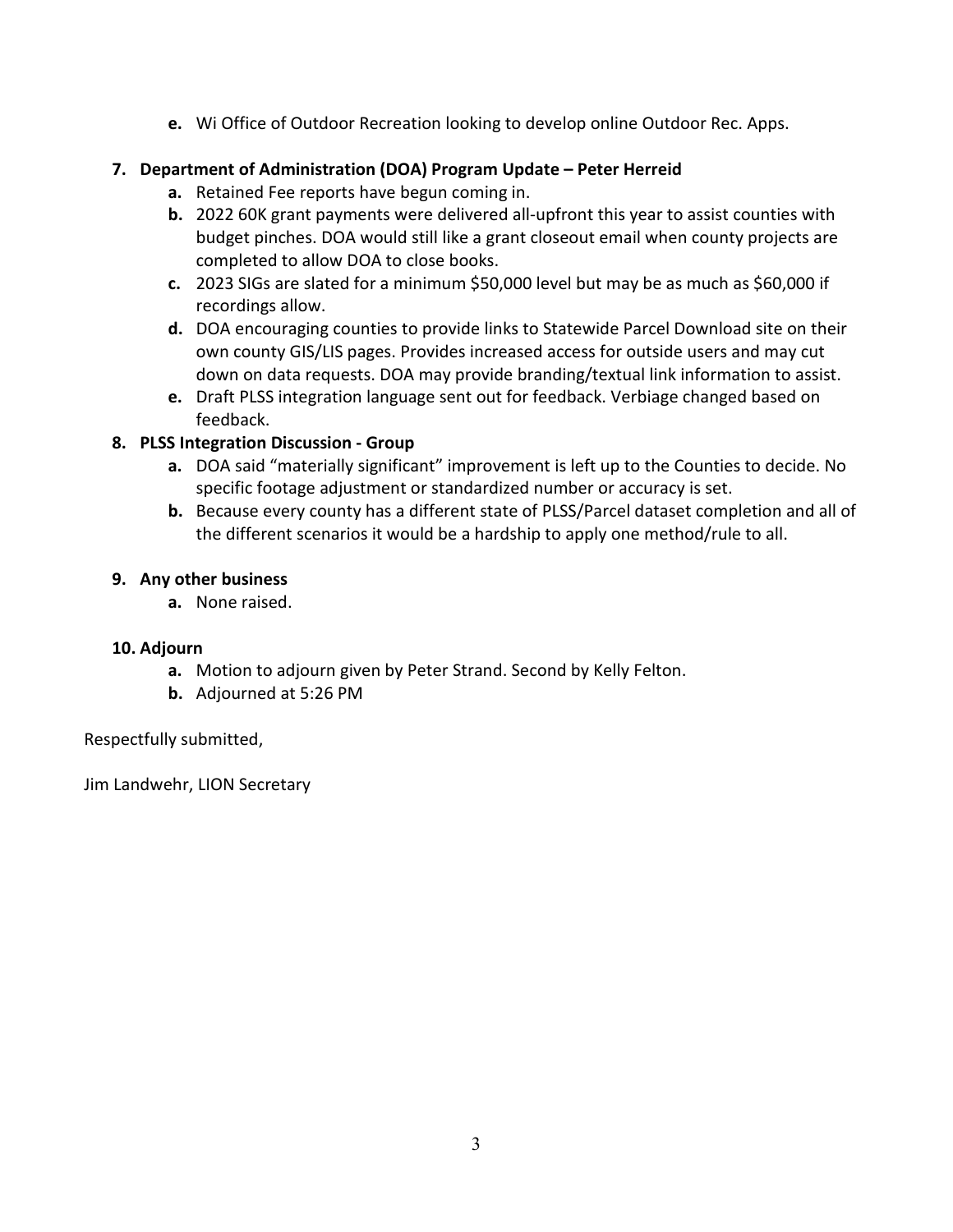e. Wi Office of Outdoor Recreation looking to develop online Outdoor Rec. Apps.

**7. Department of Administration (DOA) Program Update – Peter Herreid**

- **a.** Retained Fee reports have begun coming in.
- **b.** 2022 60K grant payments were delivered all-upfront this year to assist counties with budget pinches. DOA would still like a grant closeout email when county projects are completed to allow DOA to close books.
- **c.** 2023 SIGs are slated for a minimum $50,000 level but may be as much as $60,000 if recordings allow.
- **d.** DOA encouraging counties to provide links to Statewide Parcel Download site on their own county GIS/LIS pages. Provides increased access for outside users and may cut down on data requests. DOA may provide branding/textual link information to assist.
- **e.** Draft PLSS integration language sent out for feedback. Verbiage changed based on feedback.

**8. PLSS Integration Discussion - Group**

- **a.** DOA said "materially significant" improvement is left up to the Counties to decide. No specific footage adjustment or standardized number or accuracy is set.
- **b.** Because every county has a different state of PLSS/Parcel dataset completion and all of the different scenarios it would be a hardship to apply one method/rule to all.

**9. Any other business**

- **a.** None raised.

**10. Adjourn**

- **a.** Motion to adjourn given by Peter Strand. Second by Kelly Felton.
- **b.** Adjourned at 5:26 PM

Respectfully submitted,

Jim Landwehr, LION Secretary